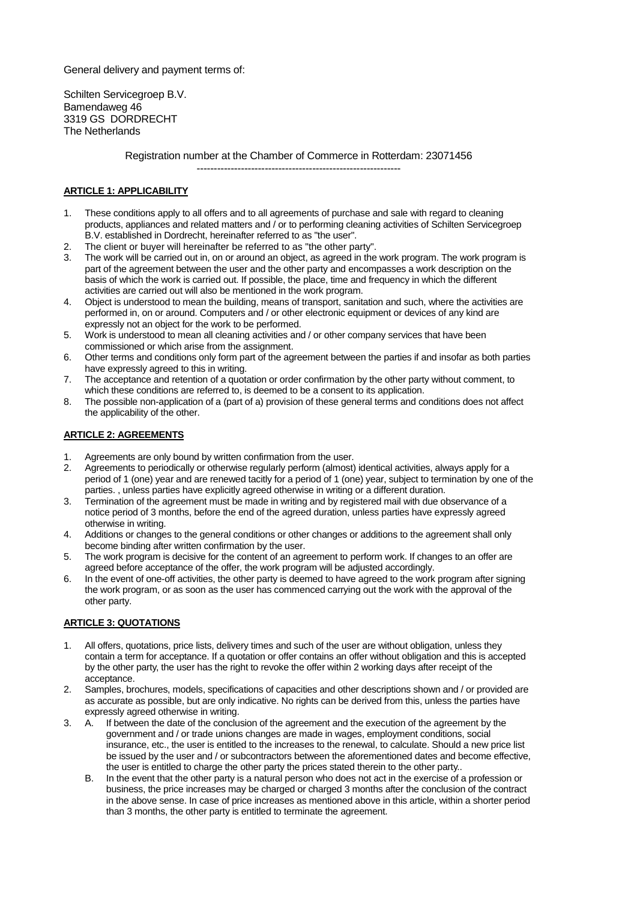General delivery and payment terms of:

Schilten Servicegroep B.V.
Bamendaweg 46
3319 GS DORDRECHT
The Netherlands

Registration number at the Chamber of Commerce in Rotterdam: 23071456

------------------------------------------------------------

**ARTICLE 1: APPLICABILITY**

1. These conditions apply to all offers and to all agreements of purchase and sale with regard to cleaning products, appliances and related matters and / or to performing cleaning activities of Schilten Servicegroep B.V. established in Dordrecht, hereinafter referred to as "the user".
2. The client or buyer will hereinafter be referred to as "the other party".
3. The work will be carried out in, on or around an object, as agreed in the work program. The work program is part of the agreement between the user and the other party and encompasses a work description on the basis of which the work is carried out. If possible, the place, time and frequency in which the different activities are carried out will also be mentioned in the work program.
4. Object is understood to mean the building, means of transport, sanitation and such, where the activities are performed in, on or around. Computers and / or other electronic equipment or devices of any kind are expressly not an object for the work to be performed.
5. Work is understood to mean all cleaning activities and / or other company services that have been commissioned or which arise from the assignment.
6. Other terms and conditions only form part of the agreement between the parties if and insofar as both parties have expressly agreed to this in writing.
7. The acceptance and retention of a quotation or order confirmation by the other party without comment, to which these conditions are referred to, is deemed to be a consent to its application.
8. The possible non-application of a (part of a) provision of these general terms and conditions does not affect the applicability of the other.

**ARTICLE 2: AGREEMENTS**

1. Agreements are only bound by written confirmation from the user.
2. Agreements to periodically or otherwise regularly perform (almost) identical activities, always apply for a period of 1 (one) year and are renewed tacitly for a period of 1 (one) year, subject to termination by one of the parties. , unless parties have explicitly agreed otherwise in writing or a different duration.
3. Termination of the agreement must be made in writing and by registered mail with due observance of a notice period of 3 months, before the end of the agreed duration, unless parties have expressly agreed otherwise in writing.
4. Additions or changes to the general conditions or other changes or additions to the agreement shall only become binding after written confirmation by the user.
5. The work program is decisive for the content of an agreement to perform work. If changes to an offer are agreed before acceptance of the offer, the work program will be adjusted accordingly.
6. In the event of one-off activities, the other party is deemed to have agreed to the work program after signing the work program, or as soon as the user has commenced carrying out the work with the approval of the other party.

**ARTICLE 3: QUOTATIONS**

1. All offers, quotations, price lists, delivery times and such of the user are without obligation, unless they contain a term for acceptance. If a quotation or offer contains an offer without obligation and this is accepted by the other party, the user has the right to revoke the offer within 2 working days after receipt of the acceptance.
2. Samples, brochures, models, specifications of capacities and other descriptions shown and / or provided are as accurate as possible, but are only indicative. No rights can be derived from this, unless the parties have expressly agreed otherwise in writing.
3. A. If between the date of the conclusion of the agreement and the execution of the agreement by the government and / or trade unions changes are made in wages, employment conditions, social insurance, etc., the user is entitled to the increases to the renewal, to calculate. Should a new price list be issued by the user and / or subcontractors between the aforementioned dates and become effective, the user is entitled to charge the other party the prices stated therein to the other party..

   B. In the event that the other party is a natural person who does not act in the exercise of a profession or business, the price increases may be charged or charged 3 months after the conclusion of the contract in the above sense. In case of price increases as mentioned above in this article, within a shorter period than 3 months, the other party is entitled to terminate the agreement.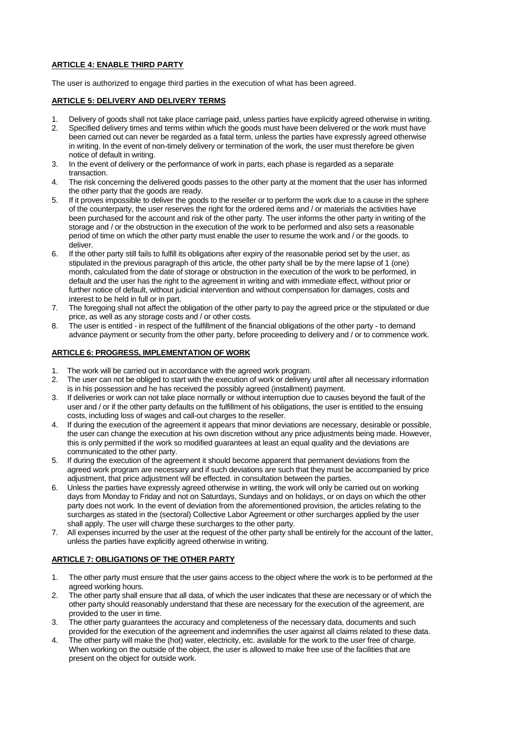**ARTICLE 4: ENABLE THIRD PARTY**

The user is authorized to engage third parties in the execution of what has been agreed.

**ARTICLE 5: DELIVERY AND DELIVERY TERMS**

1. Delivery of goods shall not take place carriage paid, unless parties have explicitly agreed otherwise in writing.
2. Specified delivery times and terms within which the goods must have been delivered or the work must have been carried out can never be regarded as a fatal term, unless the parties have expressly agreed otherwise in writing. In the event of non-timely delivery or termination of the work, the user must therefore be given notice of default in writing.
3. In the event of delivery or the performance of work in parts, each phase is regarded as a separate transaction.
4. The risk concerning the delivered goods passes to the other party at the moment that the user has informed the other party that the goods are ready.
5. If it proves impossible to deliver the goods to the reseller or to perform the work due to a cause in the sphere of the counterparty, the user reserves the right for the ordered items and / or materials the activities have been purchased for the account and risk of the other party. The user informs the other party in writing of the storage and / or the obstruction in the execution of the work to be performed and also sets a reasonable period of time on which the other party must enable the user to resume the work and / or the goods. to deliver.
6. If the other party still fails to fulfill its obligations after expiry of the reasonable period set by the user, as stipulated in the previous paragraph of this article, the other party shall be by the mere lapse of 1 (one) month, calculated from the date of storage or obstruction in the execution of the work to be performed, in default and the user has the right to the agreement in writing and with immediate effect, without prior or further notice of default, without judicial intervention and without compensation for damages, costs and interest to be held in full or in part.
7. The foregoing shall not affect the obligation of the other party to pay the agreed price or the stipulated or due price, as well as any storage costs and / or other costs.
8. The user is entitled - in respect of the fulfillment of the financial obligations of the other party - to demand advance payment or security from the other party, before proceeding to delivery and / or to commence work.

**ARTICLE 6: PROGRESS, IMPLEMENTATION OF WORK**

1. The work will be carried out in accordance with the agreed work program.
2. The user can not be obliged to start with the execution of work or delivery until after all necessary information is in his possession and he has received the possibly agreed (installment) payment.
3. If deliveries or work can not take place normally or without interruption due to causes beyond the fault of the user and / or if the other party defaults on the fulfillment of his obligations, the user is entitled to the ensuing costs, including loss of wages and call-out charges to the reseller.
4. If during the execution of the agreement it appears that minor deviations are necessary, desirable or possible, the user can change the execution at his own discretion without any price adjustments being made. However, this is only permitted if the work so modified guarantees at least an equal quality and the deviations are communicated to the other party.
5. If during the execution of the agreement it should become apparent that permanent deviations from the agreed work program are necessary and if such deviations are such that they must be accompanied by price adjustment, that price adjustment will be effected. in consultation between the parties.
6. Unless the parties have expressly agreed otherwise in writing, the work will only be carried out on working days from Monday to Friday and not on Saturdays, Sundays and on holidays, or on days on which the other party does not work. In the event of deviation from the aforementioned provision, the articles relating to the surcharges as stated in the (sectoral) Collective Labor Agreement or other surcharges applied by the user shall apply. The user will charge these surcharges to the other party.
7. All expenses incurred by the user at the request of the other party shall be entirely for the account of the latter, unless the parties have explicitly agreed otherwise in writing.

**ARTICLE 7: OBLIGATIONS OF THE OTHER PARTY**

1. The other party must ensure that the user gains access to the object where the work is to be performed at the agreed working hours.
2. The other party shall ensure that all data, of which the user indicates that these are necessary or of which the other party should reasonably understand that these are necessary for the execution of the agreement, are provided to the user in time.
3. The other party guarantees the accuracy and completeness of the necessary data, documents and such provided for the execution of the agreement and indemnifies the user against all claims related to these data.
4. The other party will make the (hot) water, electricity, etc. available for the work to the user free of charge. When working on the outside of the object, the user is allowed to make free use of the facilities that are present on the object for outside work.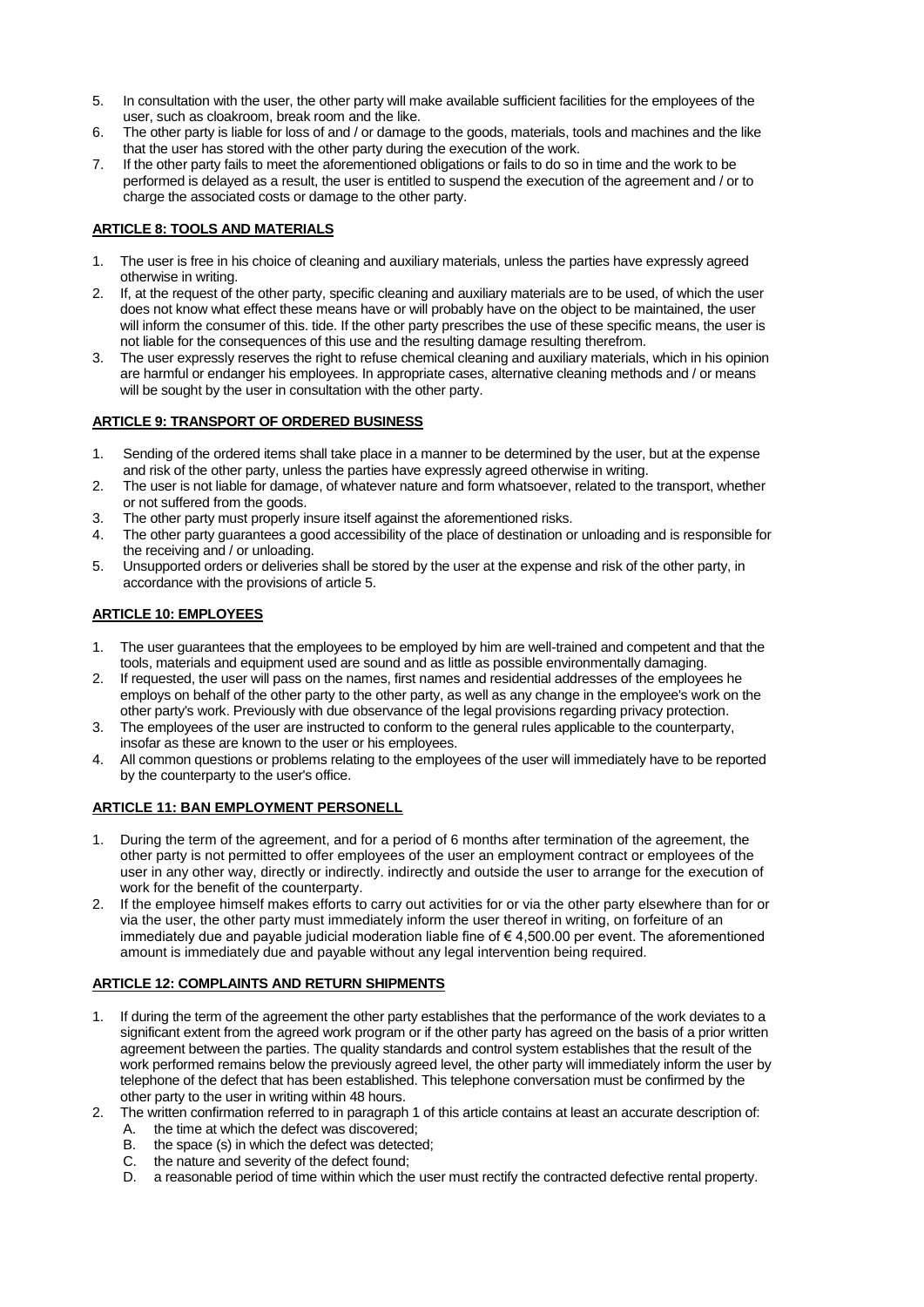5. In consultation with the user, the other party will make available sufficient facilities for the employees of the user, such as cloakroom, break room and the like.
6. The other party is liable for loss of and / or damage to the goods, materials, tools and machines and the like that the user has stored with the other party during the execution of the work.
7. If the other party fails to meet the aforementioned obligations or fails to do so in time and the work to be performed is delayed as a result, the user is entitled to suspend the execution of the agreement and / or to charge the associated costs or damage to the other party.

**ARTICLE 8: TOOLS AND MATERIALS**

1. The user is free in his choice of cleaning and auxiliary materials, unless the parties have expressly agreed otherwise in writing.
2. If, at the request of the other party, specific cleaning and auxiliary materials are to be used, of which the user does not know what effect these means have or will probably have on the object to be maintained, the user will inform the consumer of this. tide. If the other party prescribes the use of these specific means, the user is not liable for the consequences of this use and the resulting damage resulting therefrom.
3. The user expressly reserves the right to refuse chemical cleaning and auxiliary materials, which in his opinion are harmful or endanger his employees. In appropriate cases, alternative cleaning methods and / or means will be sought by the user in consultation with the other party.

**ARTICLE 9: TRANSPORT OF ORDERED BUSINESS**

1. Sending of the ordered items shall take place in a manner to be determined by the user, but at the expense and risk of the other party, unless the parties have expressly agreed otherwise in writing.
2. The user is not liable for damage, of whatever nature and form whatsoever, related to the transport, whether or not suffered from the goods.
3. The other party must properly insure itself against the aforementioned risks.
4. The other party guarantees a good accessibility of the place of destination or unloading and is responsible for the receiving and / or unloading.
5. Unsupported orders or deliveries shall be stored by the user at the expense and risk of the other party, in accordance with the provisions of article 5.

**ARTICLE 10: EMPLOYEES**

1. The user guarantees that the employees to be employed by him are well-trained and competent and that the tools, materials and equipment used are sound and as little as possible environmentally damaging.
2. If requested, the user will pass on the names, first names and residential addresses of the employees he employs on behalf of the other party to the other party, as well as any change in the employee's work on the other party's work. Previously with due observance of the legal provisions regarding privacy protection.
3. The employees of the user are instructed to conform to the general rules applicable to the counterparty, insofar as these are known to the user or his employees.
4. All common questions or problems relating to the employees of the user will immediately have to be reported by the counterparty to the user's office.

**ARTICLE 11: BAN EMPLOYMENT PERSONELL**

1. During the term of the agreement, and for a period of 6 months after termination of the agreement, the other party is not permitted to offer employees of the user an employment contract or employees of the user in any other way, directly or indirectly. indirectly and outside the user to arrange for the execution of work for the benefit of the counterparty.
2. If the employee himself makes efforts to carry out activities for or via the other party elsewhere than for or via the user, the other party must immediately inform the user thereof in writing, on forfeiture of an immediately due and payable judicial moderation liable fine of € 4,500.00 per event. The aforementioned amount is immediately due and payable without any legal intervention being required.

**ARTICLE 12: COMPLAINTS AND RETURN SHIPMENTS**

1. If during the term of the agreement the other party establishes that the performance of the work deviates to a significant extent from the agreed work program or if the other party has agreed on the basis of a prior written agreement between the parties. The quality standards and control system establishes that the result of the work performed remains below the previously agreed level, the other party will immediately inform the user by telephone of the defect that has been established. This telephone conversation must be confirmed by the other party to the user in writing within 48 hours.
2. The written confirmation referred to in paragraph 1 of this article contains at least an accurate description of:
   A. the time at which the defect was discovered;
   B. the space (s) in which the defect was detected;
   C. the nature and severity of the defect found;
   D. a reasonable period of time within which the user must rectify the contracted defective rental property.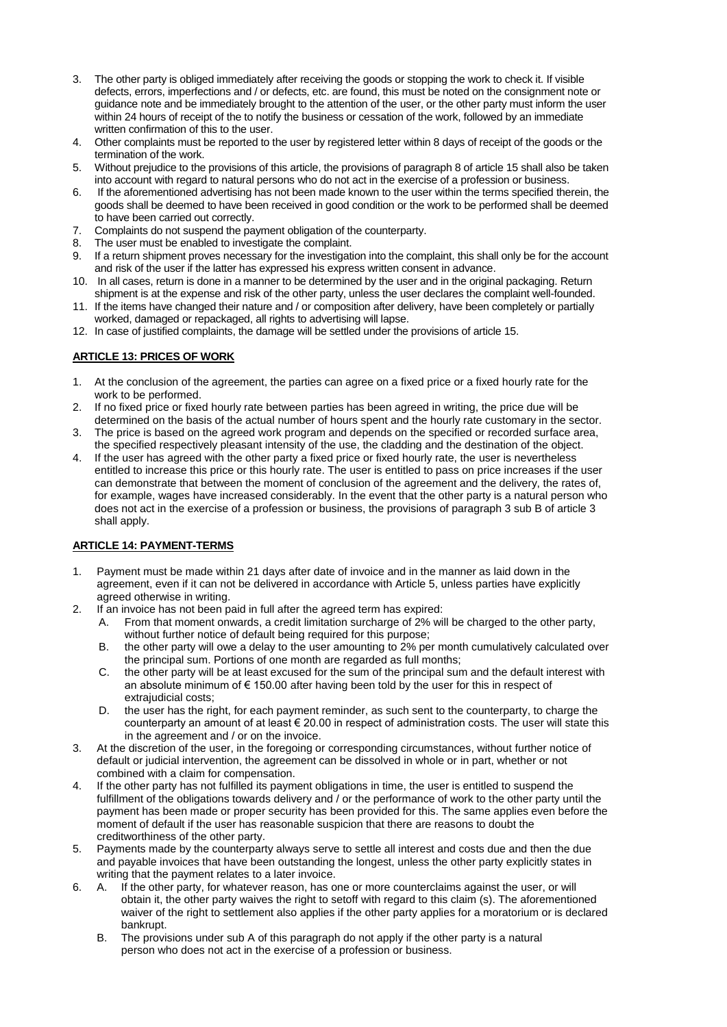3. The other party is obliged immediately after receiving the goods or stopping the work to check it. If visible defects, errors, imperfections and / or defects, etc. are found, this must be noted on the consignment note or guidance note and be immediately brought to the attention of the user, or the other party must inform the user within 24 hours of receipt of the to notify the business or cessation of the work, followed by an immediate written confirmation of this to the user.
4. Other complaints must be reported to the user by registered letter within 8 days of receipt of the goods or the termination of the work.
5. Without prejudice to the provisions of this article, the provisions of paragraph 8 of article 15 shall also be taken into account with regard to natural persons who do not act in the exercise of a profession or business.
6. If the aforementioned advertising has not been made known to the user within the terms specified therein, the goods shall be deemed to have been received in good condition or the work to be performed shall be deemed to have been carried out correctly.
7. Complaints do not suspend the payment obligation of the counterparty.
8. The user must be enabled to investigate the complaint.
9. If a return shipment proves necessary for the investigation into the complaint, this shall only be for the account and risk of the user if the latter has expressed his express written consent in advance.
10. In all cases, return is done in a manner to be determined by the user and in the original packaging. Return shipment is at the expense and risk of the other party, unless the user declares the complaint well-founded.
11. If the items have changed their nature and / or composition after delivery, have been completely or partially worked, damaged or repackaged, all rights to advertising will lapse.
12. In case of justified complaints, the damage will be settled under the provisions of article 15.

**ARTICLE 13: PRICES OF WORK**

1. At the conclusion of the agreement, the parties can agree on a fixed price or a fixed hourly rate for the work to be performed.
2. If no fixed price or fixed hourly rate between parties has been agreed in writing, the price due will be determined on the basis of the actual number of hours spent and the hourly rate customary in the sector.
3. The price is based on the agreed work program and depends on the specified or recorded surface area, the specified respectively pleasant intensity of the use, the cladding and the destination of the object.
4. If the user has agreed with the other party a fixed price or fixed hourly rate, the user is nevertheless entitled to increase this price or this hourly rate. The user is entitled to pass on price increases if the user can demonstrate that between the moment of conclusion of the agreement and the delivery, the rates of, for example, wages have increased considerably. In the event that the other party is a natural person who does not act in the exercise of a profession or business, the provisions of paragraph 3 sub B of article 3 shall apply.

**ARTICLE 14: PAYMENT-TERMS**

1. Payment must be made within 21 days after date of invoice and in the manner as laid down in the agreement, even if it can not be delivered in accordance with Article 5, unless parties have explicitly agreed otherwise in writing.
2. If an invoice has not been paid in full after the agreed term has expired:
   A. From that moment onwards, a credit limitation surcharge of 2% will be charged to the other party, without further notice of default being required for this purpose;
   B. the other party will owe a delay to the user amounting to 2% per month cumulatively calculated over the principal sum. Portions of one month are regarded as full months;
   C. the other party will be at least excused for the sum of the principal sum and the default interest with an absolute minimum of € 150.00 after having been told by the user for this in respect of extrajudicial costs;
   D. the user has the right, for each payment reminder, as such sent to the counterparty, to charge the counterparty an amount of at least € 20.00 in respect of administration costs. The user will state this in the agreement and / or on the invoice.
3. At the discretion of the user, in the foregoing or corresponding circumstances, without further notice of default or judicial intervention, the agreement can be dissolved in whole or in part, whether or not combined with a claim for compensation.
4. If the other party has not fulfilled its payment obligations in time, the user is entitled to suspend the fulfillment of the obligations towards delivery and / or the performance of work to the other party until the payment has been made or proper security has been provided for this. The same applies even before the moment of default if the user has reasonable suspicion that there are reasons to doubt the creditworthiness of the other party.
5. Payments made by the counterparty always serve to settle all interest and costs due and then the due and payable invoices that have been outstanding the longest, unless the other party explicitly states in writing that the payment relates to a later invoice.
6. A. If the other party, for whatever reason, has one or more counterclaims against the user, or will obtain it, the other party waives the right to setoff with regard to this claim (s). The aforementioned waiver of the right to settlement also applies if the other party applies for a moratorium or is declared bankrupt.
   B. The provisions under sub A of this paragraph do not apply if the other party is a natural person who does not act in the exercise of a profession or business.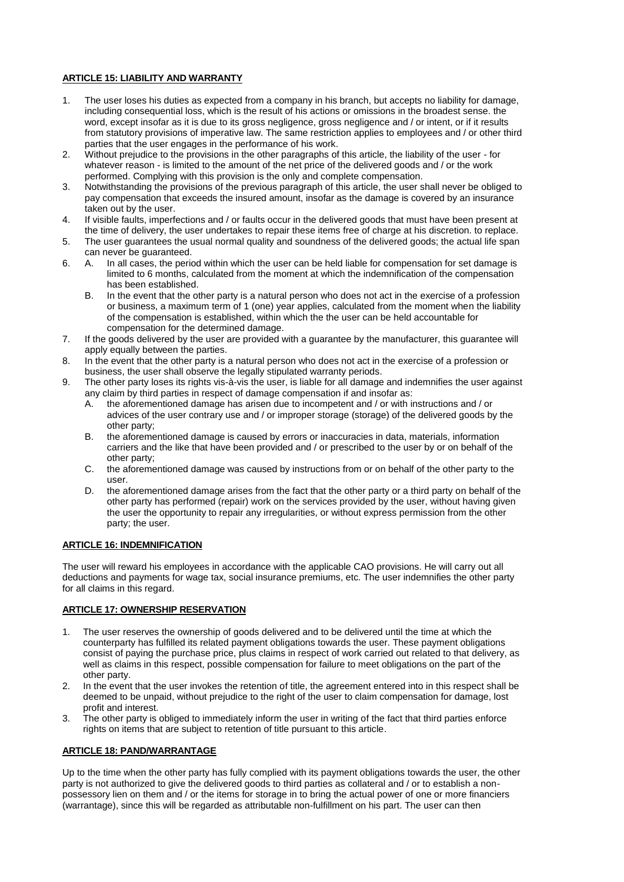**ARTICLE 15: LIABILITY AND WARRANTY**

1. The user loses his duties as expected from a company in his branch, but accepts no liability for damage, including consequential loss, which is the result of his actions or omissions in the broadest sense. the word, except insofar as it is due to its gross negligence, gross negligence and / or intent, or if it results from statutory provisions of imperative law. The same restriction applies to employees and / or other third parties that the user engages in the performance of his work.
2. Without prejudice to the provisions in the other paragraphs of this article, the liability of the user - for whatever reason - is limited to the amount of the net price of the delivered goods and / or the work performed. Complying with this provision is the only and complete compensation.
3. Notwithstanding the provisions of the previous paragraph of this article, the user shall never be obliged to pay compensation that exceeds the insured amount, insofar as the damage is covered by an insurance taken out by the user.
4. If visible faults, imperfections and / or faults occur in the delivered goods that must have been present at the time of delivery, the user undertakes to repair these items free of charge at his discretion. to replace.
5. The user guarantees the usual normal quality and soundness of the delivered goods; the actual life span can never be guaranteed.
6. A. In all cases, the period within which the user can be held liable for compensation for set damage is limited to 6 months, calculated from the moment at which the indemnification of the compensation has been established.
   B. In the event that the other party is a natural person who does not act in the exercise of a profession or business, a maximum term of 1 (one) year applies, calculated from the moment when the liability of the compensation is established, within which the the user can be held accountable for compensation for the determined damage.
7. If the goods delivered by the user are provided with a guarantee by the manufacturer, this guarantee will apply equally between the parties.
8. In the event that the other party is a natural person who does not act in the exercise of a profession or business, the user shall observe the legally stipulated warranty periods.
9. The other party loses its rights vis-à-vis the user, is liable for all damage and indemnifies the user against any claim by third parties in respect of damage compensation if and insofar as:
   A. the aforementioned damage has arisen due to incompetent and / or with instructions and / or advices of the user contrary use and / or improper storage (storage) of the delivered goods by the other party;
   B. the aforementioned damage is caused by errors or inaccuracies in data, materials, information carriers and the like that have been provided and / or prescribed to the user by or on behalf of the other party;
   C. the aforementioned damage was caused by instructions from or on behalf of the other party to the user.
   D. the aforementioned damage arises from the fact that the other party or a third party on behalf of the other party has performed (repair) work on the services provided by the user, without having given the user the opportunity to repair any irregularities, or without express permission from the other party; the user.

**ARTICLE 16: INDEMNIFICATION**

The user will reward his employees in accordance with the applicable CAO provisions. He will carry out all deductions and payments for wage tax, social insurance premiums, etc. The user indemnifies the other party for all claims in this regard.

**ARTICLE 17: OWNERSHIP RESERVATION**

1. The user reserves the ownership of goods delivered and to be delivered until the time at which the counterparty has fulfilled its related payment obligations towards the user. These payment obligations consist of paying the purchase price, plus claims in respect of work carried out related to that delivery, as well as claims in this respect, possible compensation for failure to meet obligations on the part of the other party.
2. In the event that the user invokes the retention of title, the agreement entered into in this respect shall be deemed to be unpaid, without prejudice to the right of the user to claim compensation for damage, lost profit and interest.
3. The other party is obliged to immediately inform the user in writing of the fact that third parties enforce rights on items that are subject to retention of title pursuant to this article.

**ARTICLE 18: PAND/WARRANTAGE**

Up to the time when the other party has fully complied with its payment obligations towards the user, the other party is not authorized to give the delivered goods to third parties as collateral and / or to establish a non-possessory lien on them and / or the items for storage in to bring the actual power of one or more financiers (warrantage), since this will be regarded as attributable non-fulfillment on his part. The user can then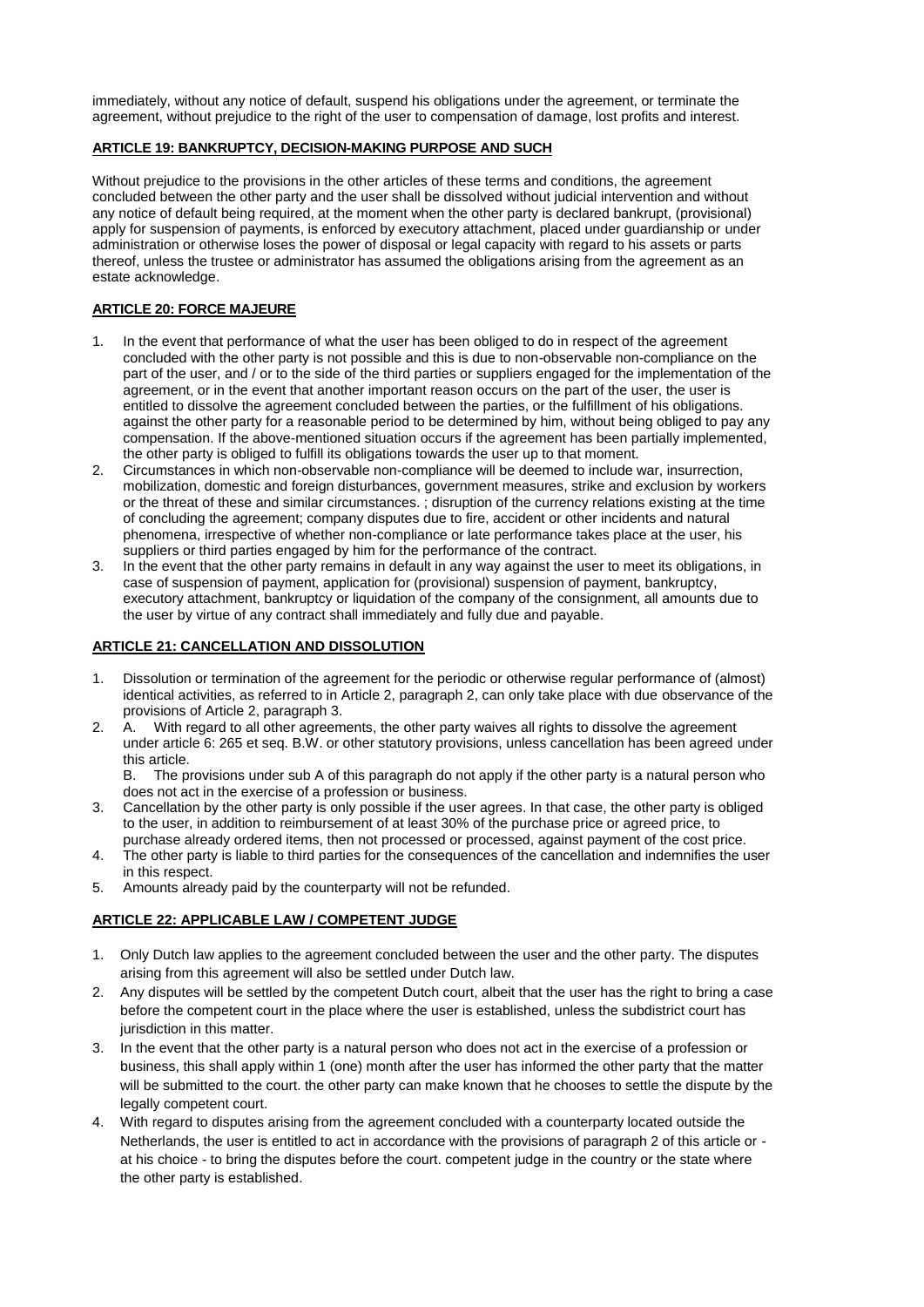immediately, without any notice of default, suspend his obligations under the agreement, or terminate the agreement, without prejudice to the right of the user to compensation of damage, lost profits and interest.

## ARTICLE 19: BANKRUPTCY, DECISION-MAKING PURPOSE AND SUCH

Without prejudice to the provisions in the other articles of these terms and conditions, the agreement concluded between the other party and the user shall be dissolved without judicial intervention and without any notice of default being required, at the moment when the other party is declared bankrupt, (provisional) apply for suspension of payments, is enforced by executory attachment, placed under guardianship or under administration or otherwise loses the power of disposal or legal capacity with regard to his assets or parts thereof, unless the trustee or administrator has assumed the obligations arising from the agreement as an estate acknowledge.

## ARTICLE 20: FORCE MAJEURE

1. In the event that performance of what the user has been obliged to do in respect of the agreement concluded with the other party is not possible and this is due to non-observable non-compliance on the part of the user, and / or to the side of the third parties or suppliers engaged for the implementation of the agreement, or in the event that another important reason occurs on the part of the user, the user is entitled to dissolve the agreement concluded between the parties, or the fulfillment of his obligations. against the other party for a reasonable period to be determined by him, without being obliged to pay any compensation. If the above-mentioned situation occurs if the agreement has been partially implemented, the other party is obliged to fulfill its obligations towards the user up to that moment.
2. Circumstances in which non-observable non-compliance will be deemed to include war, insurrection, mobilization, domestic and foreign disturbances, government measures, strike and exclusion by workers or the threat of these and similar circumstances. ; disruption of the currency relations existing at the time of concluding the agreement; company disputes due to fire, accident or other incidents and natural phenomena, irrespective of whether non-compliance or late performance takes place at the user, his suppliers or third parties engaged by him for the performance of the contract.
3. In the event that the other party remains in default in any way against the user to meet its obligations, in case of suspension of payment, application for (provisional) suspension of payment, bankruptcy, executory attachment, bankruptcy or liquidation of the company of the consignment, all amounts due to the user by virtue of any contract shall immediately and fully due and payable.

## ARTICLE 21: CANCELLATION AND DISSOLUTION

1. Dissolution or termination of the agreement for the periodic or otherwise regular performance of (almost) identical activities, as referred to in Article 2, paragraph 2, can only take place with due observance of the provisions of Article 2, paragraph 3.
2. A. With regard to all other agreements, the other party waives all rights to dissolve the agreement under article 6: 265 et seq. B.W. or other statutory provisions, unless cancellation has been agreed under this article.

   B. The provisions under sub A of this paragraph do not apply if the other party is a natural person who does not act in the exercise of a profession or business.
3. Cancellation by the other party is only possible if the user agrees. In that case, the other party is obliged to the user, in addition to reimbursement of at least 30% of the purchase price or agreed price, to purchase already ordered items, then not processed or processed, against payment of the cost price.
4. The other party is liable to third parties for the consequences of the cancellation and indemnifies the user in this respect.
5. Amounts already paid by the counterparty will not be refunded.

## ARTICLE 22: APPLICABLE LAW / COMPETENT JUDGE

1. Only Dutch law applies to the agreement concluded between the user and the other party. The disputes arising from this agreement will also be settled under Dutch law.
2. Any disputes will be settled by the competent Dutch court, albeit that the user has the right to bring a case before the competent court in the place where the user is established, unless the subdistrict court has jurisdiction in this matter.
3. In the event that the other party is a natural person who does not act in the exercise of a profession or business, this shall apply within 1 (one) month after the user has informed the other party that the matter will be submitted to the court. the other party can make known that he chooses to settle the dispute by the legally competent court.
4. With regard to disputes arising from the agreement concluded with a counterparty located outside the Netherlands, the user is entitled to act in accordance with the provisions of paragraph 2 of this article or - at his choice - to bring the disputes before the court. competent judge in the country or the state where the other party is established.